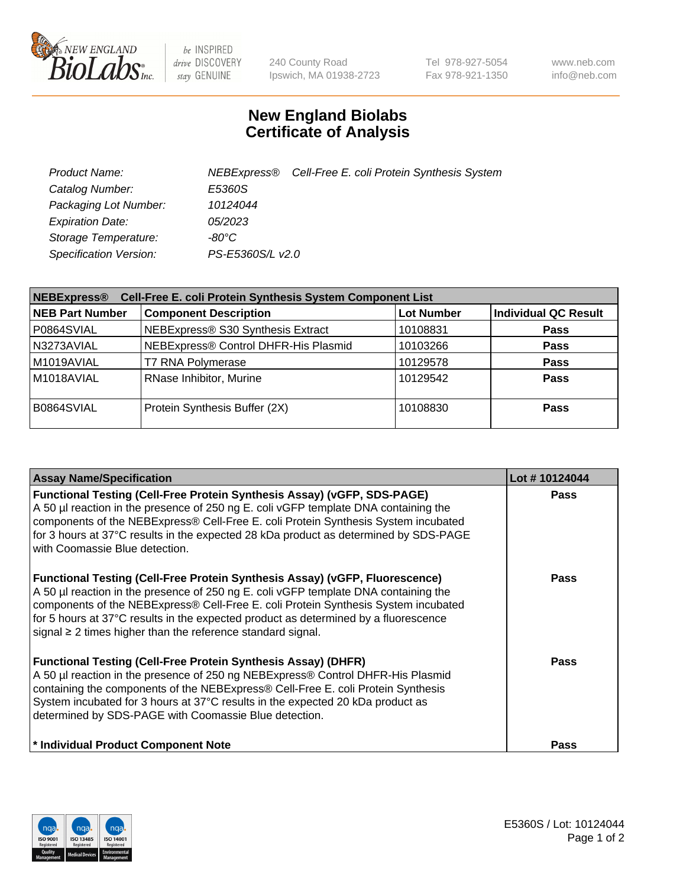# New England Biolabs
# Certificate of Analysis

| | |
|---|---|
| *Product Name:* | *NEBExpress® Cell-Free E. coli Protein Synthesis System* |
| *Catalog Number:* | *E5360S* |
| *Packaging Lot Number:* | *10124044* |
| *Expiration Date:* | *05/2023* |
| *Storage Temperature:* | *-80°C* |
| *Specification Version:* | *PS-E5360S/L v2.0* |

| **NEBExpress® Cell-Free E. coli Protein Synthesis System Component List** | | | |
|---|---|---|---|
| **NEB Part Number** | **Component Description** | **Lot Number** | **Individual QC Result** |
| P0864SVIAL | NEBExpress® S30 Synthesis Extract | 10108831 | **Pass** |
| N3273AVIAL | NEBExpress® Control DHFR-His Plasmid | 10103266 | **Pass** |
| M1019AVIAL | T7 RNA Polymerase | 10129578 | **Pass** |
| M1018AVIAL | RNase Inhibitor, Murine | 10129542 | **Pass** |
| B0864SVIAL | Protein Synthesis Buffer (2X) | 10108830 | **Pass** |

| **Assay Name/Specification** | **Lot # 10124044** |
|---|---|
| **Functional Testing (Cell-Free Protein Synthesis Assay) (vGFP, SDS-PAGE)** A 50 µl reaction in the presence of 250 ng E. coli vGFP template DNA containing the components of the NEBExpress® Cell-Free E. coli Protein Synthesis System incubated for 3 hours at 37°C results in the expected 28 kDa product as determined by SDS-PAGE with Coomassie Blue detection. | **Pass** |
| **Functional Testing (Cell-Free Protein Synthesis Assay) (vGFP, Fluorescence)** A 50 µl reaction in the presence of 250 ng E. coli vGFP template DNA containing the components of the NEBExpress® Cell-Free E. coli Protein Synthesis System incubated for 5 hours at 37°C results in the expected product as determined by a fluorescence signal ≥ 2 times higher than the reference standard signal. | **Pass** |
| **Functional Testing (Cell-Free Protein Synthesis Assay) (DHFR)** A 50 µl reaction in the presence of 250 ng NEBExpress® Control DHFR-His Plasmid containing the components of the NEBExpress® Cell-Free E. coli Protein Synthesis System incubated for 3 hours at 37°C results in the expected 20 kDa product as determined by SDS-PAGE with Coomassie Blue detection. | **Pass** |
| **\* Individual Product Component Note** | **Pass** |

E5360S / Lot: 10124044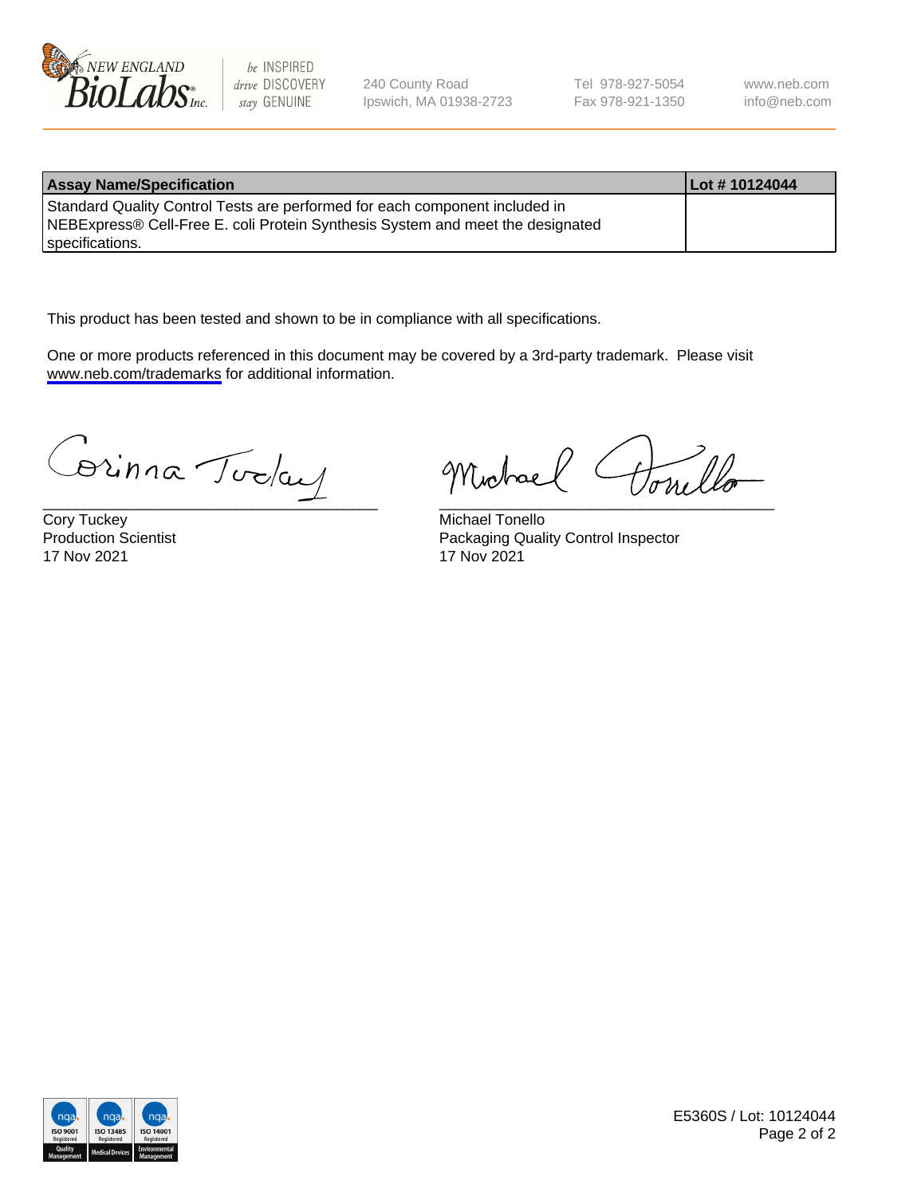New England BioLabs Inc. — be INSPIRED drive DISCOVERY stay GENUINE

240 County Road
Ipswich, MA 01938-2723

Tel 978-927-5054
Fax 978-921-1350

www.neb.com
info@neb.com

| Assay Name/Specification | Lot # 10124044 |
| --- | --- |
| Standard Quality Control Tests are performed for each component included in NEBExpress® Cell-Free E. coli Protein Synthesis System and meet the designated specifications. | |

This product has been tested and shown to be in compliance with all specifications.

One or more products referenced in this document may be covered by a 3rd-party trademark. Please visit www.neb.com/trademarks for additional information.

Cory Tuckey
Production Scientist
17 Nov 2021

Michael Tonello
Packaging Quality Control Inspector
17 Nov 2021

E5360S / Lot: 10124044